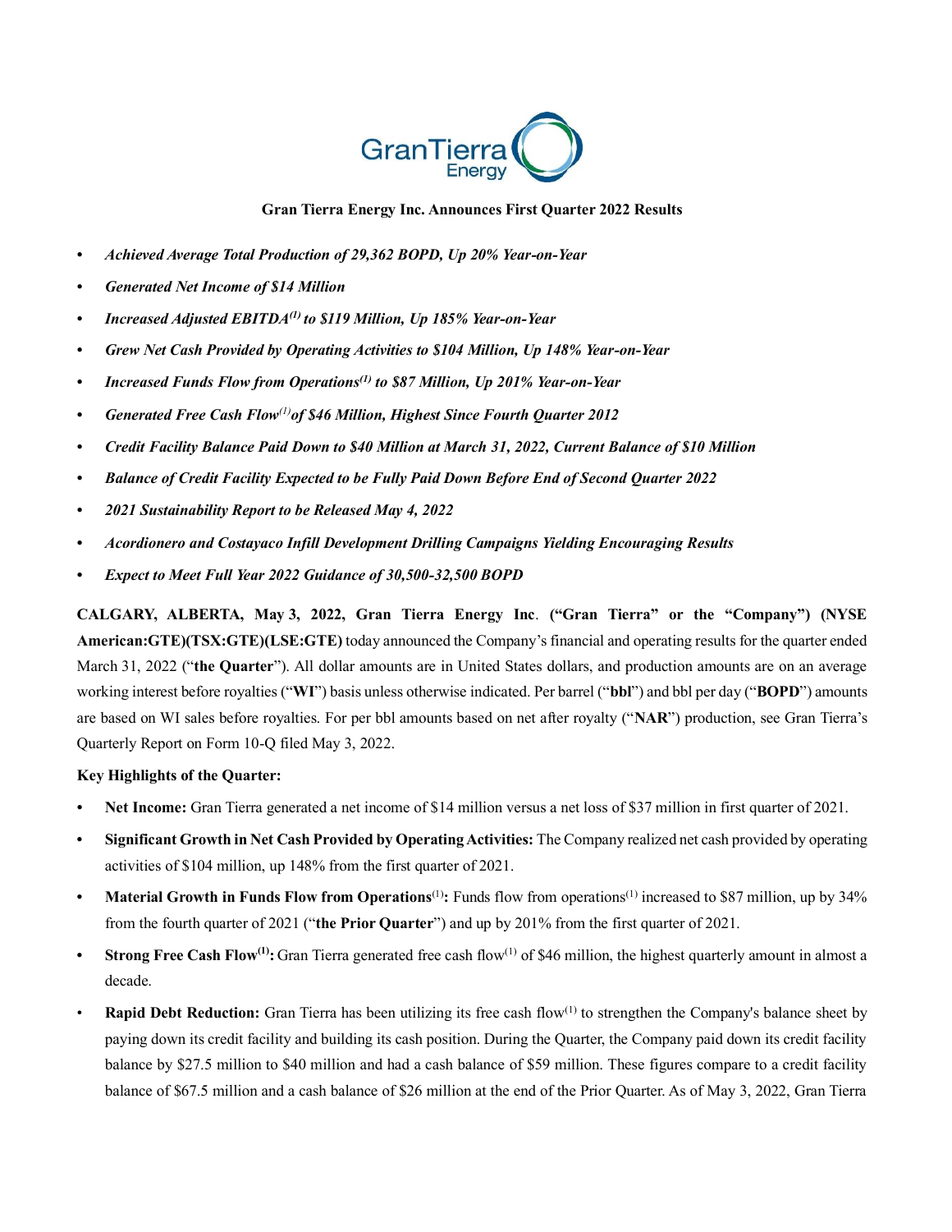**Gran Tierra Energy Inc. Announces First Quarter 2022 Results**

- ***Achieved Average Total Production of 29,362 BOPD, Up 20% Year-on-Year***
- ***Generated Net Income of $14 Million***
- ***Increased Adjusted EBITDA[(1)] to $119 Million, Up 185% Year-on-Year***
- ***Grew Net Cash Provided by Operating Activities to $104 Million, Up 148% Year-on-Year***
- ***Increased Funds Flow from Operations[(1)] to $87 Million, Up 201% Year-on-Year***
- ***Generated Free Cash Flow[(1)] of $46 Million, Highest Since Fourth Quarter 2012***
- ***Credit Facility Balance Paid Down to $40 Million at March 31, 2022, Current Balance of $10 Million***
- ***Balance of Credit Facility Expected to be Fully Paid Down Before End of Second Quarter 2022***
- ***2021 Sustainability Report to be Released May 4, 2022***
- ***Acordionero and Costayaco Infill Development Drilling Campaigns Yielding Encouraging Results***
- ***Expect to Meet Full Year 2022 Guidance of 30,500-32,500 BOPD***

**CALGARY, ALBERTA, May 3, 2022, Gran Tierra Energy Inc. ("Gran Tierra" or the "Company") (NYSE American:GTE)(TSX:GTE)(LSE:GTE)** today announced the Company's financial and operating results for the quarter ended March 31, 2022 ("**the Quarter**"). All dollar amounts are in United States dollars, and production amounts are on an average working interest before royalties ("**WI**") basis unless otherwise indicated. Per barrel ("**bbl**") and bbl per day ("**BOPD**") amounts are based on WI sales before royalties. For per bbl amounts based on net after royalty ("**NAR**") production, see Gran Tierra's Quarterly Report on Form 10-Q filed May 3, 2022.

**Key Highlights of the Quarter:**

- **Net Income:** Gran Tierra generated a net income of $14 million versus a net loss of $37 million in first quarter of 2021.
- **Significant Growth in Net Cash Provided by Operating Activities:** The Company realized net cash provided by operating activities of $104 million, up 148% from the first quarter of 2021.
- **Material Growth in Funds Flow from Operations[(1)]:** Funds flow from operations[(1)] increased to $87 million, up by 34% from the fourth quarter of 2021 ("**the Prior Quarter**") and up by 201% from the first quarter of 2021.
- **Strong Free Cash Flow[(1)]:** Gran Tierra generated free cash flow[(1)] of $46 million, the highest quarterly amount in almost a decade.
- **Rapid Debt Reduction:** Gran Tierra has been utilizing its free cash flow[(1)] to strengthen the Company's balance sheet by paying down its credit facility and building its cash position. During the Quarter, the Company paid down its credit facility balance by $27.5 million to $40 million and had a cash balance of $59 million. These figures compare to a credit facility balance of $67.5 million and a cash balance of $26 million at the end of the Prior Quarter. As of May 3, 2022, Gran Tierra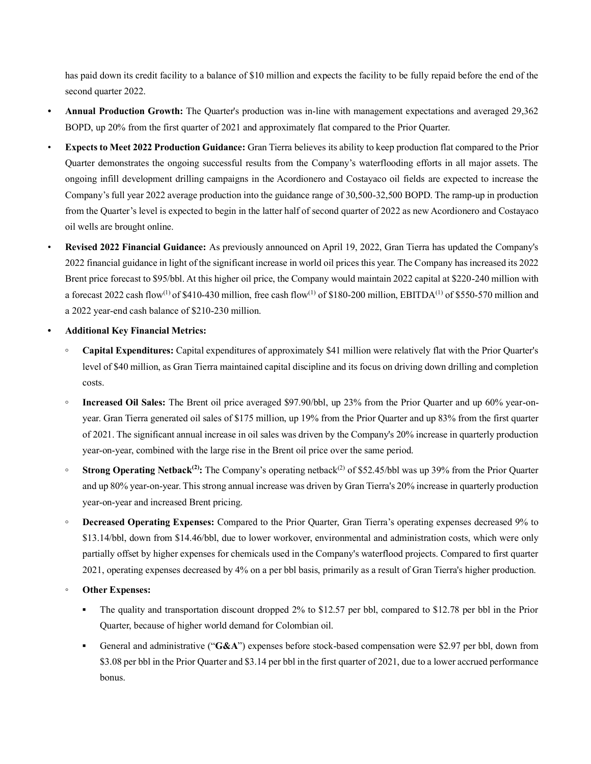has paid down its credit facility to a balance of $10 million and expects the facility to be fully repaid before the end of the second quarter 2022.

- **Annual Production Growth:** The Quarter's production was in-line with management expectations and averaged 29,362 BOPD, up 20% from the first quarter of 2021 and approximately flat compared to the Prior Quarter.
- **Expects to Meet 2022 Production Guidance:** Gran Tierra believes its ability to keep production flat compared to the Prior Quarter demonstrates the ongoing successful results from the Company's waterflooding efforts in all major assets. The ongoing infill development drilling campaigns in the Acordionero and Costayaco oil fields are expected to increase the Company's full year 2022 average production into the guidance range of 30,500-32,500 BOPD. The ramp-up in production from the Quarter's level is expected to begin in the latter half of second quarter of 2022 as new Acordionero and Costayaco oil wells are brought online.
- **Revised 2022 Financial Guidance:** As previously announced on April 19, 2022, Gran Tierra has updated the Company's 2022 financial guidance in light of the significant increase in world oil prices this year. The Company has increased its 2022 Brent price forecast to $95/bbl. At this higher oil price, the Company would maintain 2022 capital at $220-240 million with a forecast 2022 cash flow[1] of $410-430 million, free cash flow[1] of $180-200 million, EBITDA[1] of $550-570 million and a 2022 year-end cash balance of $210-230 million.
- **Additional Key Financial Metrics:**
  - **Capital Expenditures:** Capital expenditures of approximately $41 million were relatively flat with the Prior Quarter's level of $40 million, as Gran Tierra maintained capital discipline and its focus on driving down drilling and completion costs.
  - **Increased Oil Sales:** The Brent oil price averaged $97.90/bbl, up 23% from the Prior Quarter and up 60% year-on-year. Gran Tierra generated oil sales of $175 million, up 19% from the Prior Quarter and up 83% from the first quarter of 2021. The significant annual increase in oil sales was driven by the Company's 20% increase in quarterly production year-on-year, combined with the large rise in the Brent oil price over the same period.
  - **Strong Operating Netback[2]:** The Company's operating netback[2] of $52.45/bbl was up 39% from the Prior Quarter and up 80% year-on-year. This strong annual increase was driven by Gran Tierra's 20% increase in quarterly production year-on-year and increased Brent pricing.
  - **Decreased Operating Expenses:** Compared to the Prior Quarter, Gran Tierra's operating expenses decreased 9% to $13.14/bbl, down from $14.46/bbl, due to lower workover, environmental and administration costs, which were only partially offset by higher expenses for chemicals used in the Company's waterflood projects. Compared to first quarter 2021, operating expenses decreased by 4% on a per bbl basis, primarily as a result of Gran Tierra's higher production.
  - **Other Expenses:**
    - The quality and transportation discount dropped 2% to $12.57 per bbl, compared to $12.78 per bbl in the Prior Quarter, because of higher world demand for Colombian oil.
    - General and administrative ("**G&A**") expenses before stock-based compensation were $2.97 per bbl, down from $3.08 per bbl in the Prior Quarter and $3.14 per bbl in the first quarter of 2021, due to a lower accrued performance bonus.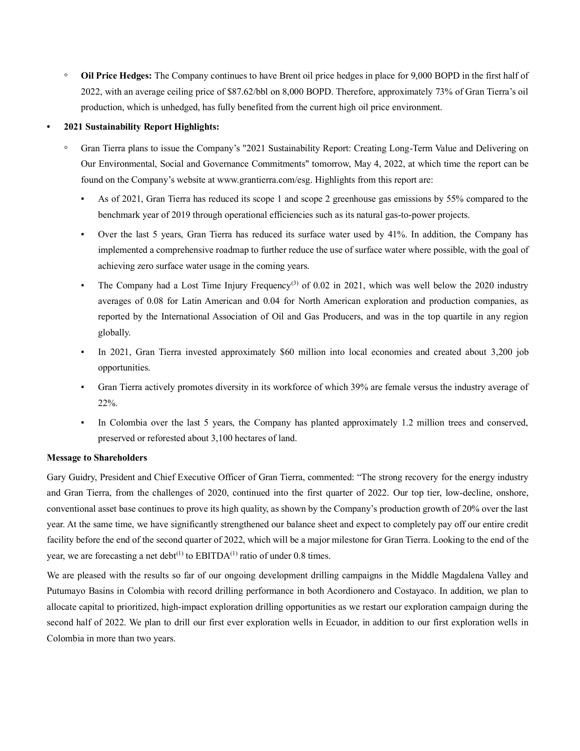- **Oil Price Hedges:** The Company continues to have Brent oil price hedges in place for 9,000 BOPD in the first half of 2022, with an average ceiling price of $87.62/bbl on 8,000 BOPD. Therefore, approximately 73% of Gran Tierra's oil production, which is unhedged, has fully benefited from the current high oil price environment.

- **2021 Sustainability Report Highlights:**
  - Gran Tierra plans to issue the Company's "2021 Sustainability Report: Creating Long-Term Value and Delivering on Our Environmental, Social and Governance Commitments" tomorrow, May 4, 2022, at which time the report can be found on the Company's website at www.grantierra.com/esg. Highlights from this report are:
    - As of 2021, Gran Tierra has reduced its scope 1 and scope 2 greenhouse gas emissions by 55% compared to the benchmark year of 2019 through operational efficiencies such as its natural gas-to-power projects.
    - Over the last 5 years, Gran Tierra has reduced its surface water used by 41%. In addition, the Company has implemented a comprehensive roadmap to further reduce the use of surface water where possible, with the goal of achieving zero surface water usage in the coming years.
    - The Company had a Lost Time Injury Frequency[3] of 0.02 in 2021, which was well below the 2020 industry averages of 0.08 for Latin American and 0.04 for North American exploration and production companies, as reported by the International Association of Oil and Gas Producers, and was in the top quartile in any region globally.
    - In 2021, Gran Tierra invested approximately $60 million into local economies and created about 3,200 job opportunities.
    - Gran Tierra actively promotes diversity in its workforce of which 39% are female versus the industry average of 22%.
    - In Colombia over the last 5 years, the Company has planted approximately 1.2 million trees and conserved, preserved or reforested about 3,100 hectares of land.

**Message to Shareholders**

Gary Guidry, President and Chief Executive Officer of Gran Tierra, commented: "The strong recovery for the energy industry and Gran Tierra, from the challenges of 2020, continued into the first quarter of 2022. Our top tier, low-decline, onshore, conventional asset base continues to prove its high quality, as shown by the Company's production growth of 20% over the last year. At the same time, we have significantly strengthened our balance sheet and expect to completely pay off our entire credit facility before the end of the second quarter of 2022, which will be a major milestone for Gran Tierra. Looking to the end of the year, we are forecasting a net debt[1] to EBITDA[1] ratio of under 0.8 times.

We are pleased with the results so far of our ongoing development drilling campaigns in the Middle Magdalena Valley and Putumayo Basins in Colombia with record drilling performance in both Acordionero and Costayaco. In addition, we plan to allocate capital to prioritized, high-impact exploration drilling opportunities as we restart our exploration campaign during the second half of 2022. We plan to drill our first ever exploration wells in Ecuador, in addition to our first exploration wells in Colombia in more than two years.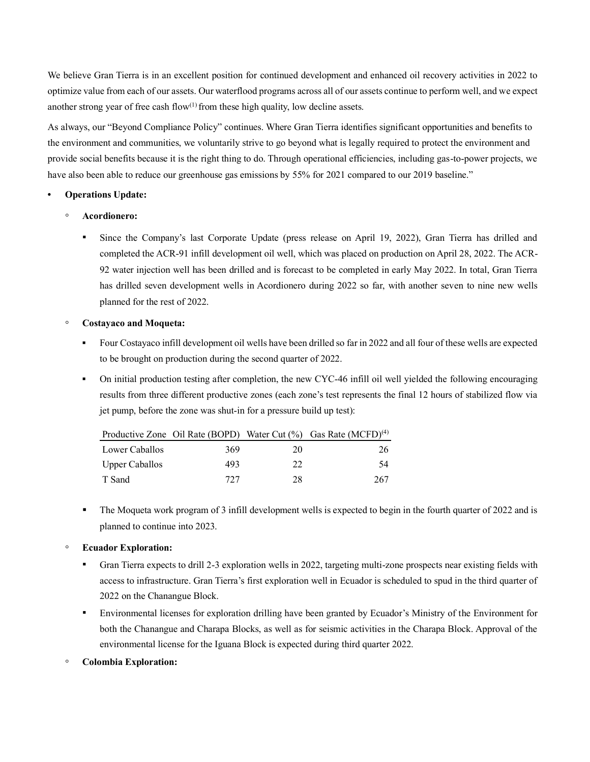We believe Gran Tierra is in an excellent position for continued development and enhanced oil recovery activities in 2022 to optimize value from each of our assets. Our waterflood programs across all of our assets continue to perform well, and we expect another strong year of free cash flow[1] from these high quality, low decline assets.

As always, our "Beyond Compliance Policy" continues. Where Gran Tierra identifies significant opportunities and benefits to the environment and communities, we voluntarily strive to go beyond what is legally required to protect the environment and provide social benefits because it is the right thing to do. Through operational efficiencies, including gas-to-power projects, we have also been able to reduce our greenhouse gas emissions by 55% for 2021 compared to our 2019 baseline."

- **Operations Update:**
  - **Acordionero:**
    - Since the Company's last Corporate Update (press release on April 19, 2022), Gran Tierra has drilled and completed the ACR-91 infill development oil well, which was placed on production on April 28, 2022. The ACR-92 water injection well has been drilled and is forecast to be completed in early May 2022. In total, Gran Tierra has drilled seven development wells in Acordionero during 2022 so far, with another seven to nine new wells planned for the rest of 2022.
  - **Costayaco and Moqueta:**
    - Four Costayaco infill development oil wells have been drilled so far in 2022 and all four of these wells are expected to be brought on production during the second quarter of 2022.
    - On initial production testing after completion, the new CYC-46 infill oil well yielded the following encouraging results from three different productive zones (each zone's test represents the final 12 hours of stabilized flow via jet pump, before the zone was shut-in for a pressure build up test):

| Productive Zone | Oil Rate (BOPD) | Water Cut (%) | Gas Rate (MCFD)[4] |
|---|---|---|---|
| Lower Caballos | 369 | 20 | 26 |
| Upper Caballos | 493 | 22 | 54 |
| T Sand | 727 | 28 | 267 |

    - The Moqueta work program of 3 infill development wells is expected to begin in the fourth quarter of 2022 and is planned to continue into 2023.
  - **Ecuador Exploration:**
    - Gran Tierra expects to drill 2-3 exploration wells in 2022, targeting multi-zone prospects near existing fields with access to infrastructure. Gran Tierra's first exploration well in Ecuador is scheduled to spud in the third quarter of 2022 on the Chanangue Block.
    - Environmental licenses for exploration drilling have been granted by Ecuador's Ministry of the Environment for both the Chanangue and Charapa Blocks, as well as for seismic activities in the Charapa Block. Approval of the environmental license for the Iguana Block is expected during third quarter 2022.
  - **Colombia Exploration:**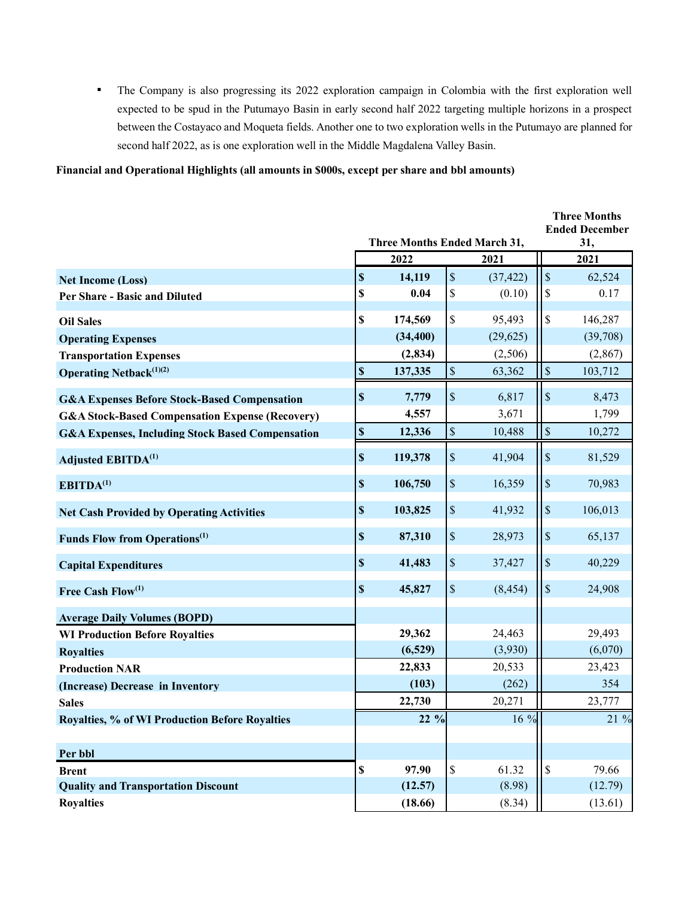- The Company is also progressing its 2022 exploration campaign in Colombia with the first exploration well expected to be spud in the Putumayo Basin in early second half 2022 targeting multiple horizons in a prospect between the Costayaco and Moqueta fields. Another one to two exploration wells in the Putumayo are planned for second half 2022, as is one exploration well in the Middle Magdalena Valley Basin.

**Financial and Operational Highlights (all amounts in $000s, except per share and bbl amounts)**

| | Three Months Ended March 31, | | Three Months Ended December 31, |
|---|---|---|---|
| | **2022** | **2021** | **2021** |
| **Net Income (Loss)** | **$ 14,119** | $ (37,422) | $ 62,524 |
| **Per Share - Basic and Diluted** | **$ 0.04** | $ (0.10) | $ 0.17 |
| **Oil Sales** | **$ 174,569** | $ 95,493 | $ 146,287 |
| **Operating Expenses** | **(34,400)** | (29,625) | (39,708) |
| **Transportation Expenses** | **(2,834)** | (2,506) | (2,867) |
| **Operating Netback[(1)(2)]** | **$ 137,335** | $ 63,362 | $ 103,712 |
| **G&A Expenses Before Stock-Based Compensation** | **$ 7,779** | $ 6,817 | $ 8,473 |
| **G&A Stock-Based Compensation Expense (Recovery)** | **4,557** | 3,671 | 1,799 |
| **G&A Expenses, Including Stock Based Compensation** | **$ 12,336** | $ 10,488 | $ 10,272 |
| **Adjusted EBITDA[(1)]** | **$ 119,378** | $ 41,904 | $ 81,529 |
| **EBITDA[(1)]** | **$ 106,750** | $ 16,359 | $ 70,983 |
| **Net Cash Provided by Operating Activities** | **$ 103,825** | $ 41,932 | $ 106,013 |
| **Funds Flow from Operations[(1)]** | **$ 87,310** | $ 28,973 | $ 65,137 |
| **Capital Expenditures** | **$ 41,483** | $ 37,427 | $ 40,229 |
| **Free Cash Flow[(1)]** | **$ 45,827** | $ (8,454) | $ 24,908 |
| **Average Daily Volumes (BOPD)** | | | |
| **WI Production Before Royalties** | **29,362** | 24,463 | 29,493 |
| **Royalties** | **(6,529)** | (3,930) | (6,070) |
| **Production NAR** | **22,833** | 20,533 | 23,423 |
| **(Increase) Decrease in Inventory** | **(103)** | (262) | 354 |
| **Sales** | **22,730** | 20,271 | 23,777 |
| **Royalties, % of WI Production Before Royalties** | **22 %** | 16 % | 21 % |
| **Per bbl** | | | |
| **Brent** | **$ 97.90** | $ 61.32 | $ 79.66 |
| **Quality and Transportation Discount** | **(12.57)** | (8.98) | (12.79) |
| **Royalties** | **(18.66)** | (8.34) | (13.61) |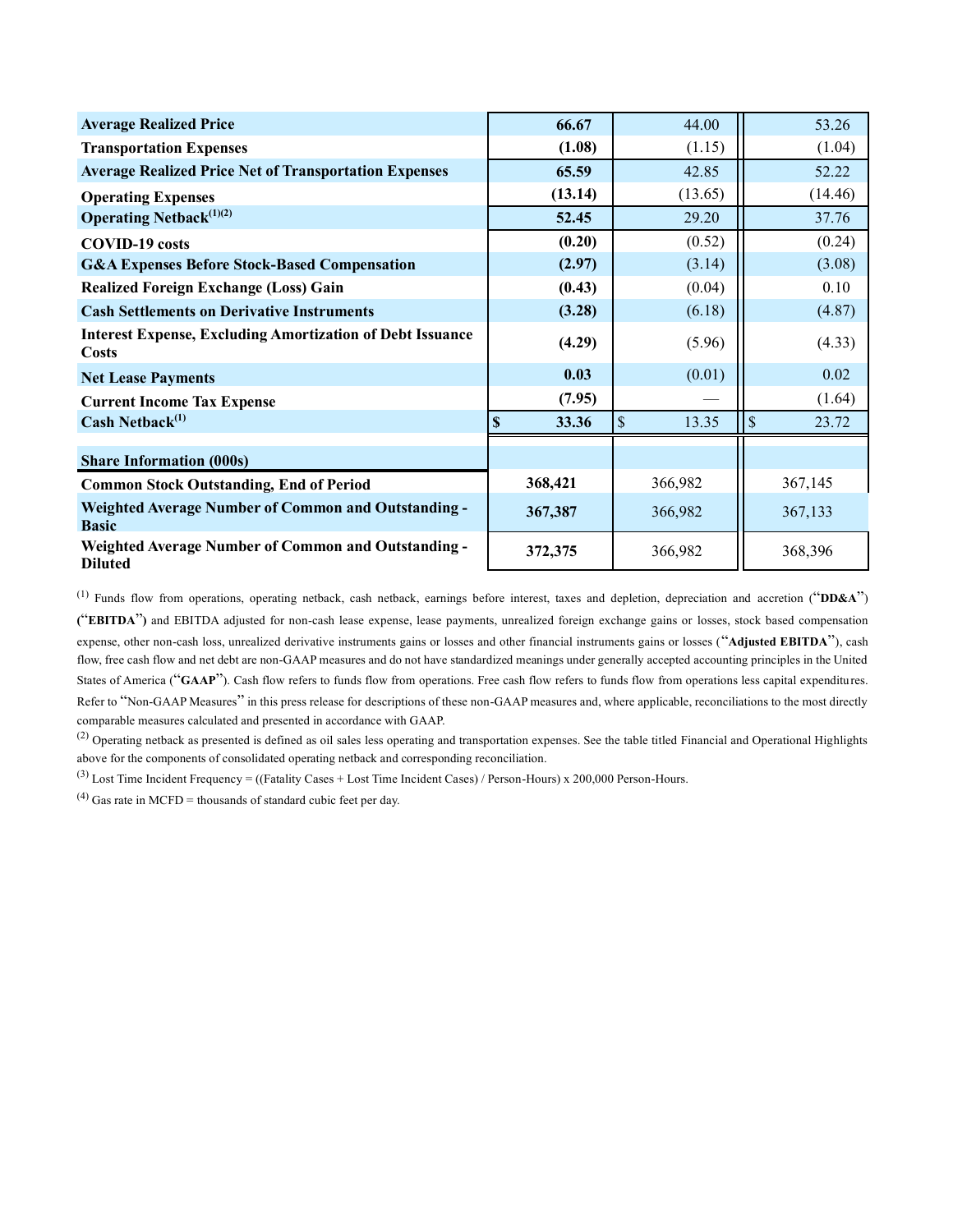| | | | |
|---|---|---|---|
| **Average Realized Price** | **66.67** | 44.00 | 53.26 |
| **Transportation Expenses** | **(1.08)** | (1.15) | (1.04) |
| **Average Realized Price Net of Transportation Expenses** | **65.59** | 42.85 | 52.22 |
| **Operating Expenses** | **(13.14)** | (13.65) | (14.46) |
| **Operating Netback**[(1)(2)] | **52.45** | 29.20 | 37.76 |
| **COVID-19 costs** | **(0.20)** | (0.52) | (0.24) |
| **G&A Expenses Before Stock-Based Compensation** | **(2.97)** | (3.14) | (3.08) |
| **Realized Foreign Exchange (Loss) Gain** | **(0.43)** | (0.04) | 0.10 |
| **Cash Settlements on Derivative Instruments** | **(3.28)** | (6.18) | (4.87) |
| **Interest Expense, Excluding Amortization of Debt Issuance Costs** | **(4.29)** | (5.96) | (4.33) |
| **Net Lease Payments** | **0.03** | (0.01) | 0.02 |
| **Current Income Tax Expense** | **(7.95)** | — | (1.64) |
| **Cash Netback**[(1)] | **$ 33.36** | $ 13.35 | $ 23.72 |
| | | | |
| **Share Information (000s)** | | | |
| **Common Stock Outstanding, End of Period** | **368,421** | 366,982 | 367,145 |
| **Weighted Average Number of Common and Outstanding - Basic** | **367,387** | 366,982 | 367,133 |
| **Weighted Average Number of Common and Outstanding - Diluted** | **372,375** | 366,982 | 368,396 |

(1) Funds flow from operations, operating netback, cash netback, earnings before interest, taxes and depletion, depreciation and accretion ("**DD&A**") ("**EBITDA**") and EBITDA adjusted for non-cash lease expense, lease payments, unrealized foreign exchange gains or losses, stock based compensation expense, other non-cash loss, unrealized derivative instruments gains or losses and other financial instruments gains or losses ("**Adjusted EBITDA**"), cash flow, free cash flow and net debt are non-GAAP measures and do not have standardized meanings under generally accepted accounting principles in the United States of America ("**GAAP**"). Cash flow refers to funds flow from operations. Free cash flow refers to funds flow from operations less capital expenditures. Refer to "Non-GAAP Measures" in this press release for descriptions of these non-GAAP measures and, where applicable, reconciliations to the most directly comparable measures calculated and presented in accordance with GAAP.

(2) Operating netback as presented is defined as oil sales less operating and transportation expenses. See the table titled Financial and Operational Highlights above for the components of consolidated operating netback and corresponding reconciliation.

(3) Lost Time Incident Frequency = ((Fatality Cases + Lost Time Incident Cases) / Person-Hours) x 200,000 Person-Hours.

(4) Gas rate in MCFD = thousands of standard cubic feet per day.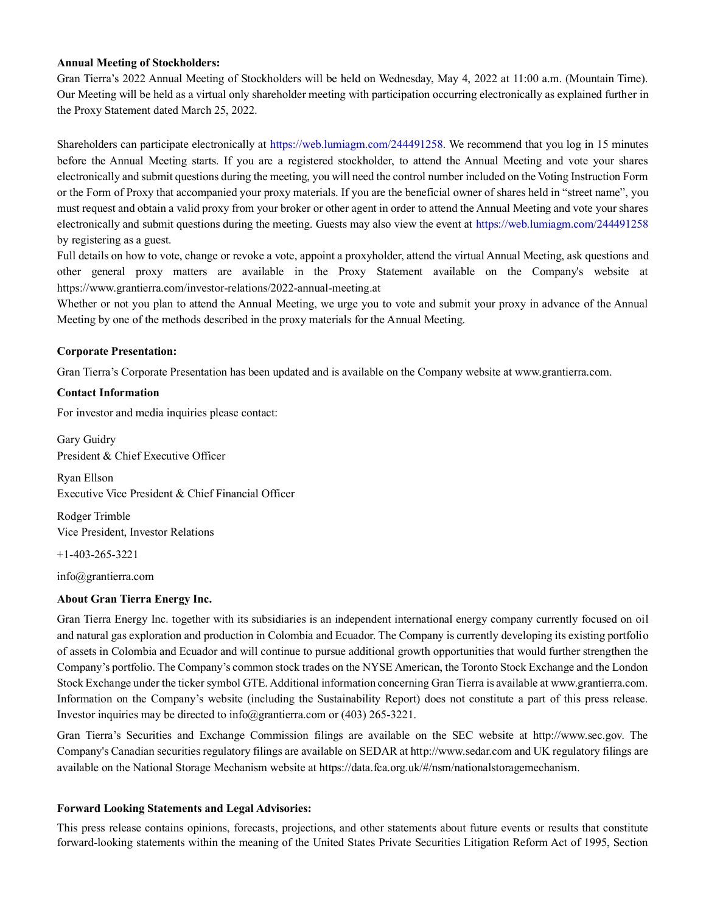**Annual Meeting of Stockholders:**

Gran Tierra's 2022 Annual Meeting of Stockholders will be held on Wednesday, May 4, 2022 at 11:00 a.m. (Mountain Time). Our Meeting will be held as a virtual only shareholder meeting with participation occurring electronically as explained further in the Proxy Statement dated March 25, 2022.

Shareholders can participate electronically at https://web.lumiagm.com/244491258. We recommend that you log in 15 minutes before the Annual Meeting starts. If you are a registered stockholder, to attend the Annual Meeting and vote your shares electronically and submit questions during the meeting, you will need the control number included on the Voting Instruction Form or the Form of Proxy that accompanied your proxy materials. If you are the beneficial owner of shares held in "street name", you must request and obtain a valid proxy from your broker or other agent in order to attend the Annual Meeting and vote your shares electronically and submit questions during the meeting. Guests may also view the event at https://web.lumiagm.com/244491258 by registering as a guest.

Full details on how to vote, change or revoke a vote, appoint a proxyholder, attend the virtual Annual Meeting, ask questions and other general proxy matters are available in the Proxy Statement available on the Company's website at https://www.grantierra.com/investor-relations/2022-annual-meeting.at

Whether or not you plan to attend the Annual Meeting, we urge you to vote and submit your proxy in advance of the Annual Meeting by one of the methods described in the proxy materials for the Annual Meeting.

**Corporate Presentation:**

Gran Tierra's Corporate Presentation has been updated and is available on the Company website at www.grantierra.com.

**Contact Information**

For investor and media inquiries please contact:

Gary Guidry
President & Chief Executive Officer

Ryan Ellson
Executive Vice President & Chief Financial Officer

Rodger Trimble
Vice President, Investor Relations

+1-403-265-3221

info@grantierra.com

**About Gran Tierra Energy Inc.**

Gran Tierra Energy Inc. together with its subsidiaries is an independent international energy company currently focused on oil and natural gas exploration and production in Colombia and Ecuador. The Company is currently developing its existing portfolio of assets in Colombia and Ecuador and will continue to pursue additional growth opportunities that would further strengthen the Company's portfolio. The Company's common stock trades on the NYSE American, the Toronto Stock Exchange and the London Stock Exchange under the ticker symbol GTE. Additional information concerning Gran Tierra is available at www.grantierra.com. Information on the Company's website (including the Sustainability Report) does not constitute a part of this press release. Investor inquiries may be directed to info@grantierra.com or (403) 265-3221.

Gran Tierra's Securities and Exchange Commission filings are available on the SEC website at http://www.sec.gov. The Company's Canadian securities regulatory filings are available on SEDAR at http://www.sedar.com and UK regulatory filings are available on the National Storage Mechanism website at https://data.fca.org.uk/#/nsm/nationalstoragemechanism.

**Forward Looking Statements and Legal Advisories:**

This press release contains opinions, forecasts, projections, and other statements about future events or results that constitute forward-looking statements within the meaning of the United States Private Securities Litigation Reform Act of 1995, Section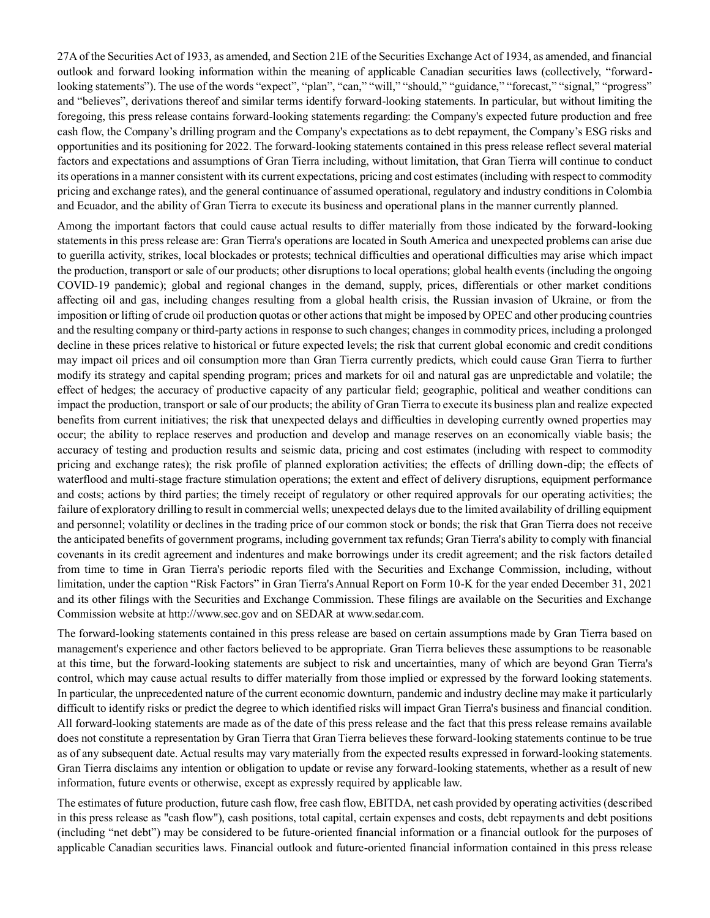27A of the Securities Act of 1933, as amended, and Section 21E of the Securities Exchange Act of 1934, as amended, and financial outlook and forward looking information within the meaning of applicable Canadian securities laws (collectively, "forward-looking statements"). The use of the words "expect", "plan", "can," "will," "should," "guidance," "forecast," "signal," "progress" and "believes", derivations thereof and similar terms identify forward-looking statements. In particular, but without limiting the foregoing, this press release contains forward-looking statements regarding: the Company's expected future production and free cash flow, the Company's drilling program and the Company's expectations as to debt repayment, the Company's ESG risks and opportunities and its positioning for 2022. The forward-looking statements contained in this press release reflect several material factors and expectations and assumptions of Gran Tierra including, without limitation, that Gran Tierra will continue to conduct its operations in a manner consistent with its current expectations, pricing and cost estimates (including with respect to commodity pricing and exchange rates), and the general continuance of assumed operational, regulatory and industry conditions in Colombia and Ecuador, and the ability of Gran Tierra to execute its business and operational plans in the manner currently planned.

Among the important factors that could cause actual results to differ materially from those indicated by the forward-looking statements in this press release are: Gran Tierra's operations are located in South America and unexpected problems can arise due to guerilla activity, strikes, local blockades or protests; technical difficulties and operational difficulties may arise which impact the production, transport or sale of our products; other disruptions to local operations; global health events (including the ongoing COVID-19 pandemic); global and regional changes in the demand, supply, prices, differentials or other market conditions affecting oil and gas, including changes resulting from a global health crisis, the Russian invasion of Ukraine, or from the imposition or lifting of crude oil production quotas or other actions that might be imposed by OPEC and other producing countries and the resulting company or third-party actions in response to such changes; changes in commodity prices, including a prolonged decline in these prices relative to historical or future expected levels; the risk that current global economic and credit conditions may impact oil prices and oil consumption more than Gran Tierra currently predicts, which could cause Gran Tierra to further modify its strategy and capital spending program; prices and markets for oil and natural gas are unpredictable and volatile; the effect of hedges; the accuracy of productive capacity of any particular field; geographic, political and weather conditions can impact the production, transport or sale of our products; the ability of Gran Tierra to execute its business plan and realize expected benefits from current initiatives; the risk that unexpected delays and difficulties in developing currently owned properties may occur; the ability to replace reserves and production and develop and manage reserves on an economically viable basis; the accuracy of testing and production results and seismic data, pricing and cost estimates (including with respect to commodity pricing and exchange rates); the risk profile of planned exploration activities; the effects of drilling down-dip; the effects of waterflood and multi-stage fracture stimulation operations; the extent and effect of delivery disruptions, equipment performance and costs; actions by third parties; the timely receipt of regulatory or other required approvals for our operating activities; the failure of exploratory drilling to result in commercial wells; unexpected delays due to the limited availability of drilling equipment and personnel; volatility or declines in the trading price of our common stock or bonds; the risk that Gran Tierra does not receive the anticipated benefits of government programs, including government tax refunds; Gran Tierra's ability to comply with financial covenants in its credit agreement and indentures and make borrowings under its credit agreement; and the risk factors detailed from time to time in Gran Tierra's periodic reports filed with the Securities and Exchange Commission, including, without limitation, under the caption "Risk Factors" in Gran Tierra's Annual Report on Form 10-K for the year ended December 31, 2021 and its other filings with the Securities and Exchange Commission. These filings are available on the Securities and Exchange Commission website at http://www.sec.gov and on SEDAR at www.sedar.com.

The forward-looking statements contained in this press release are based on certain assumptions made by Gran Tierra based on management's experience and other factors believed to be appropriate. Gran Tierra believes these assumptions to be reasonable at this time, but the forward-looking statements are subject to risk and uncertainties, many of which are beyond Gran Tierra's control, which may cause actual results to differ materially from those implied or expressed by the forward looking statements. In particular, the unprecedented nature of the current economic downturn, pandemic and industry decline may make it particularly difficult to identify risks or predict the degree to which identified risks will impact Gran Tierra's business and financial condition. All forward-looking statements are made as of the date of this press release and the fact that this press release remains available does not constitute a representation by Gran Tierra that Gran Tierra believes these forward-looking statements continue to be true as of any subsequent date. Actual results may vary materially from the expected results expressed in forward-looking statements. Gran Tierra disclaims any intention or obligation to update or revise any forward-looking statements, whether as a result of new information, future events or otherwise, except as expressly required by applicable law.

The estimates of future production, future cash flow, free cash flow, EBITDA, net cash provided by operating activities (described in this press release as "cash flow"), cash positions, total capital, certain expenses and costs, debt repayments and debt positions (including "net debt") may be considered to be future-oriented financial information or a financial outlook for the purposes of applicable Canadian securities laws. Financial outlook and future-oriented financial information contained in this press release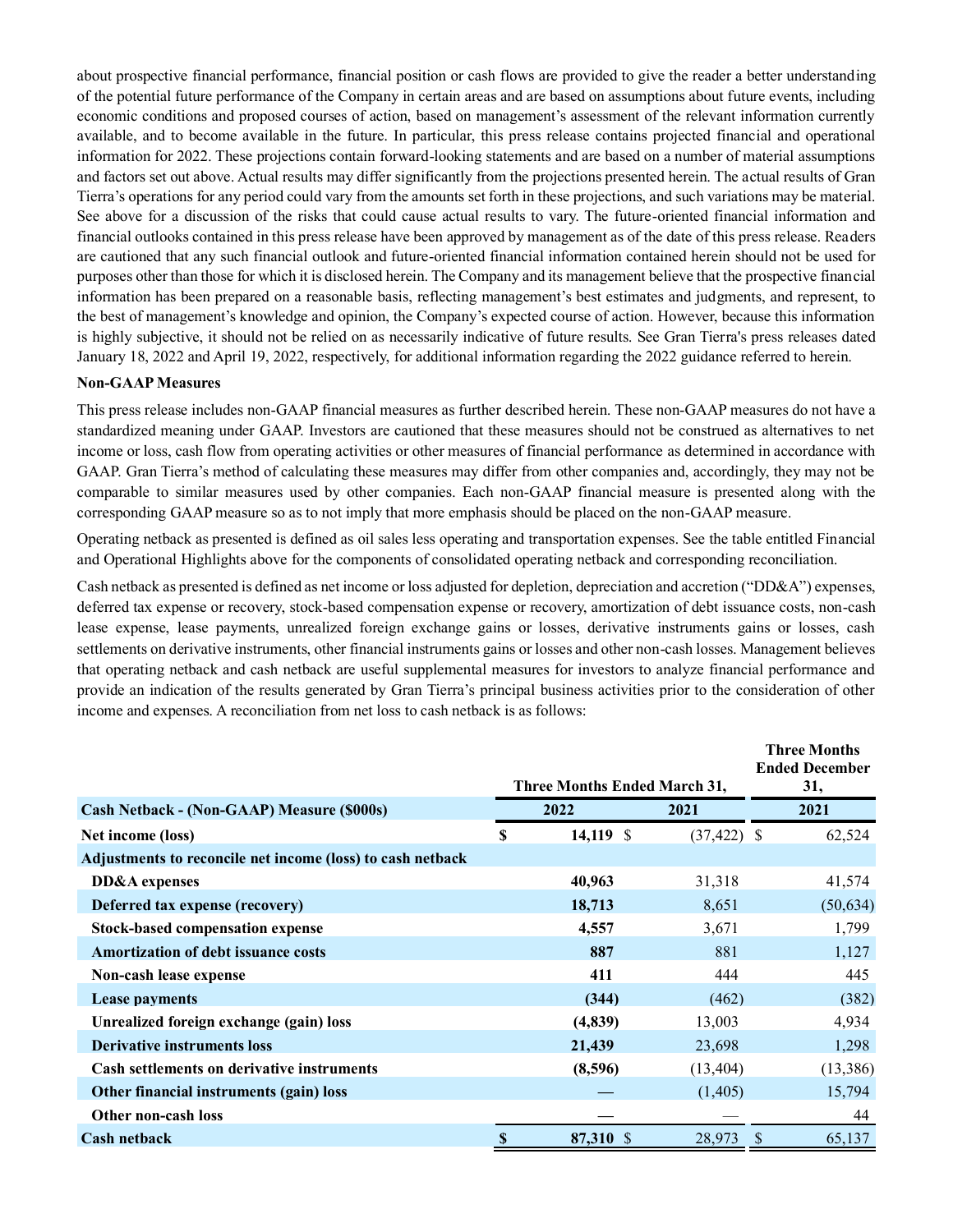about prospective financial performance, financial position or cash flows are provided to give the reader a better understanding of the potential future performance of the Company in certain areas and are based on assumptions about future events, including economic conditions and proposed courses of action, based on management's assessment of the relevant information currently available, and to become available in the future. In particular, this press release contains projected financial and operational information for 2022. These projections contain forward-looking statements and are based on a number of material assumptions and factors set out above. Actual results may differ significantly from the projections presented herein. The actual results of Gran Tierra's operations for any period could vary from the amounts set forth in these projections, and such variations may be material. See above for a discussion of the risks that could cause actual results to vary. The future-oriented financial information and financial outlooks contained in this press release have been approved by management as of the date of this press release. Readers are cautioned that any such financial outlook and future-oriented financial information contained herein should not be used for purposes other than those for which it is disclosed herein. The Company and its management believe that the prospective financial information has been prepared on a reasonable basis, reflecting management's best estimates and judgments, and represent, to the best of management's knowledge and opinion, the Company's expected course of action. However, because this information is highly subjective, it should not be relied on as necessarily indicative of future results. See Gran Tierra's press releases dated January 18, 2022 and April 19, 2022, respectively, for additional information regarding the 2022 guidance referred to herein.

**Non-GAAP Measures**

This press release includes non-GAAP financial measures as further described herein. These non-GAAP measures do not have a standardized meaning under GAAP. Investors are cautioned that these measures should not be construed as alternatives to net income or loss, cash flow from operating activities or other measures of financial performance as determined in accordance with GAAP. Gran Tierra's method of calculating these measures may differ from other companies and, accordingly, they may not be comparable to similar measures used by other companies. Each non-GAAP financial measure is presented along with the corresponding GAAP measure so as to not imply that more emphasis should be placed on the non-GAAP measure.

Operating netback as presented is defined as oil sales less operating and transportation expenses. See the table entitled Financial and Operational Highlights above for the components of consolidated operating netback and corresponding reconciliation.

Cash netback as presented is defined as net income or loss adjusted for depletion, depreciation and accretion ("DD&A") expenses, deferred tax expense or recovery, stock-based compensation expense or recovery, amortization of debt issuance costs, non-cash lease expense, lease payments, unrealized foreign exchange gains or losses, derivative instruments gains or losses, cash settlements on derivative instruments, other financial instruments gains or losses and other non-cash losses. Management believes that operating netback and cash netback are useful supplemental measures for investors to analyze financial performance and provide an indication of the results generated by Gran Tierra's principal business activities prior to the consideration of other income and expenses. A reconciliation from net loss to cash netback is as follows:

| | Three Months Ended March 31, | | Three Months Ended December 31, |
|---|---|---|---|
| **Cash Netback - (Non-GAAP) Measure ($000s)** | **2022** | **2021** | **2021** |
| **Net income (loss)** | **$ 14,119** | $ (37,422) | $ 62,524 |
| **Adjustments to reconcile net income (loss) to cash netback** | | | |
| **DD&A expenses** | **40,963** | 31,318 | 41,574 |
| **Deferred tax expense (recovery)** | **18,713** | 8,651 | (50,634) |
| **Stock-based compensation expense** | **4,557** | 3,671 | 1,799 |
| **Amortization of debt issuance costs** | **887** | 881 | 1,127 |
| **Non-cash lease expense** | **411** | 444 | 445 |
| **Lease payments** | **(344)** | (462) | (382) |
| **Unrealized foreign exchange (gain) loss** | **(4,839)** | 13,003 | 4,934 |
| **Derivative instruments loss** | **21,439** | 23,698 | 1,298 |
| **Cash settlements on derivative instruments** | **(8,596)** | (13,404) | (13,386) |
| **Other financial instruments (gain) loss** | **—** | (1,405) | 15,794 |
| **Other non-cash loss** | **—** | — | 44 |
| **Cash netback** | **$ 87,310** | $ 28,973 | $ 65,137 |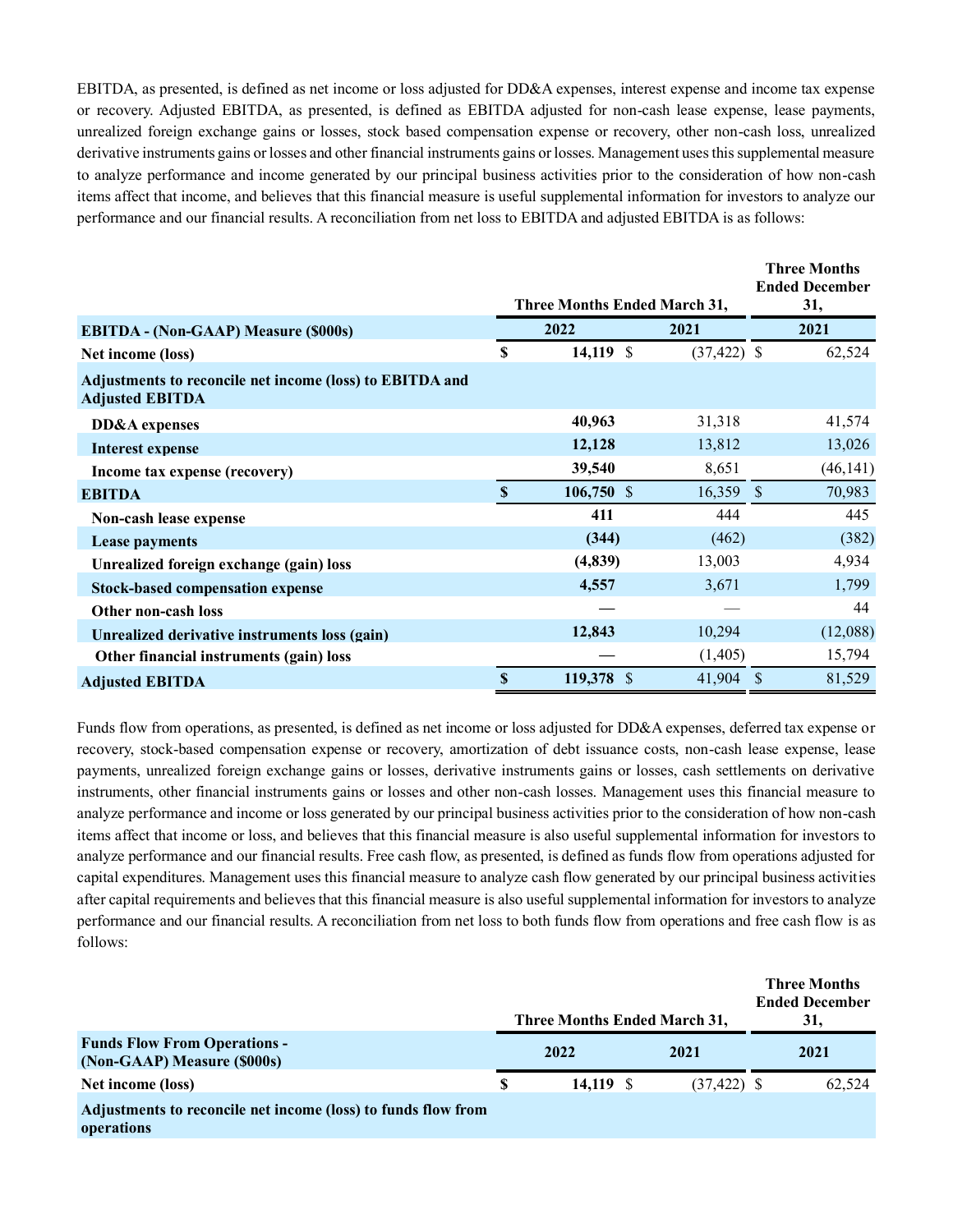EBITDA, as presented, is defined as net income or loss adjusted for DD&A expenses, interest expense and income tax expense or recovery. Adjusted EBITDA, as presented, is defined as EBITDA adjusted for non-cash lease expense, lease payments, unrealized foreign exchange gains or losses, stock based compensation expense or recovery, other non-cash loss, unrealized derivative instruments gains or losses and other financial instruments gains or losses. Management uses this supplemental measure to analyze performance and income generated by our principal business activities prior to the consideration of how non-cash items affect that income, and believes that this financial measure is useful supplemental information for investors to analyze our performance and our financial results. A reconciliation from net loss to EBITDA and adjusted EBITDA is as follows:

| | Three Months Ended March 31, | | Three Months Ended December 31, |
|---|---|---|---|
| **EBITDA - (Non-GAAP) Measure ($000s)** | **2022** | **2021** | **2021** |
| **Net income (loss)** | **$ 14,119** | $ (37,422) | $ 62,524 |
| **Adjustments to reconcile net income (loss) to EBITDA and Adjusted EBITDA** | | | |
| **DD&A expenses** | **40,963** | 31,318 | 41,574 |
| **Interest expense** | **12,128** | 13,812 | 13,026 |
| **Income tax expense (recovery)** | **39,540** | 8,651 | (46,141) |
| **EBITDA** | **$ 106,750** | $ 16,359 | $ 70,983 |
| **Non-cash lease expense** | **411** | 444 | 445 |
| **Lease payments** | **(344)** | (462) | (382) |
| **Unrealized foreign exchange (gain) loss** | **(4,839)** | 13,003 | 4,934 |
| **Stock-based compensation expense** | **4,557** | 3,671 | 1,799 |
| **Other non-cash loss** | **—** | — | 44 |
| **Unrealized derivative instruments loss (gain)** | **12,843** | 10,294 | (12,088) |
| **Other financial instruments (gain) loss** | **—** | (1,405) | 15,794 |
| **Adjusted EBITDA** | **$ 119,378** | $ 41,904 | $ 81,529 |

Funds flow from operations, as presented, is defined as net income or loss adjusted for DD&A expenses, deferred tax expense or recovery, stock-based compensation expense or recovery, amortization of debt issuance costs, non-cash lease expense, lease payments, unrealized foreign exchange gains or losses, derivative instruments gains or losses, cash settlements on derivative instruments, other financial instruments gains or losses and other non-cash losses. Management uses this financial measure to analyze performance and income or loss generated by our principal business activities prior to the consideration of how non-cash items affect that income or loss, and believes that this financial measure is also useful supplemental information for investors to analyze performance and our financial results. Free cash flow, as presented, is defined as funds flow from operations adjusted for capital expenditures. Management uses this financial measure to analyze cash flow generated by our principal business activities after capital requirements and believes that this financial measure is also useful supplemental information for investors to analyze performance and our financial results. A reconciliation from net loss to both funds flow from operations and free cash flow is as follows:

| | Three Months Ended March 31, | | Three Months Ended December 31, |
|---|---|---|---|
| **Funds Flow From Operations - (Non-GAAP) Measure ($000s)** | **2022** | **2021** | **2021** |
| **Net income (loss)** | **$ 14,119** | $ (37,422) | $ 62,524 |
| **Adjustments to reconcile net income (loss) to funds flow from operations** | | | |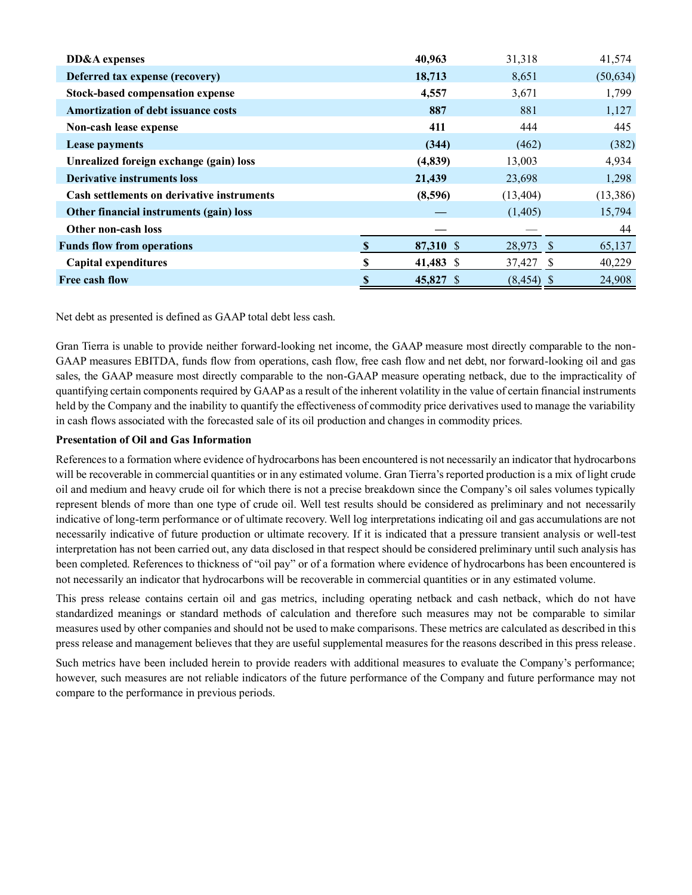| | | | |
|---|---|---|---|
| **DD&A expenses** | **40,963** | 31,318 | 41,574 |
| **Deferred tax expense (recovery)** | **18,713** | 8,651 | (50,634) |
| **Stock-based compensation expense** | **4,557** | 3,671 | 1,799 |
| **Amortization of debt issuance costs** | **887** | 881 | 1,127 |
| **Non-cash lease expense** | **411** | 444 | 445 |
| **Lease payments** | **(344)** | (462) | (382) |
| **Unrealized foreign exchange (gain) loss** | **(4,839)** | 13,003 | 4,934 |
| **Derivative instruments loss** | **21,439** | 23,698 | 1,298 |
| **Cash settlements on derivative instruments** | **(8,596)** | (13,404) | (13,386) |
| **Other financial instruments (gain) loss** | **—** | (1,405) | 15,794 |
| **Other non-cash loss** | **—** | — | 44 |
| **Funds flow from operations** | **$ 87,310** | $ 28,973 | $ 65,137 |
| **Capital expenditures** | **$ 41,483** | $ 37,427 | $ 40,229 |
| **Free cash flow** | **$ 45,827** | $ (8,454) | $ 24,908 |

Net debt as presented is defined as GAAP total debt less cash.

Gran Tierra is unable to provide neither forward-looking net income, the GAAP measure most directly comparable to the non-GAAP measures EBITDA, funds flow from operations, cash flow, free cash flow and net debt, nor forward-looking oil and gas sales, the GAAP measure most directly comparable to the non-GAAP measure operating netback, due to the impracticality of quantifying certain components required by GAAP as a result of the inherent volatility in the value of certain financial instruments held by the Company and the inability to quantify the effectiveness of commodity price derivatives used to manage the variability in cash flows associated with the forecasted sale of its oil production and changes in commodity prices.

**Presentation of Oil and Gas Information**

References to a formation where evidence of hydrocarbons has been encountered is not necessarily an indicator that hydrocarbons will be recoverable in commercial quantities or in any estimated volume. Gran Tierra's reported production is a mix of light crude oil and medium and heavy crude oil for which there is not a precise breakdown since the Company's oil sales volumes typically represent blends of more than one type of crude oil. Well test results should be considered as preliminary and not necessarily indicative of long-term performance or of ultimate recovery. Well log interpretations indicating oil and gas accumulations are not necessarily indicative of future production or ultimate recovery. If it is indicated that a pressure transient analysis or well-test interpretation has not been carried out, any data disclosed in that respect should be considered preliminary until such analysis has been completed. References to thickness of "oil pay" or of a formation where evidence of hydrocarbons has been encountered is not necessarily an indicator that hydrocarbons will be recoverable in commercial quantities or in any estimated volume.

This press release contains certain oil and gas metrics, including operating netback and cash netback, which do not have standardized meanings or standard methods of calculation and therefore such measures may not be comparable to similar measures used by other companies and should not be used to make comparisons. These metrics are calculated as described in this press release and management believes that they are useful supplemental measures for the reasons described in this press release.

Such metrics have been included herein to provide readers with additional measures to evaluate the Company's performance; however, such measures are not reliable indicators of the future performance of the Company and future performance may not compare to the performance in previous periods.